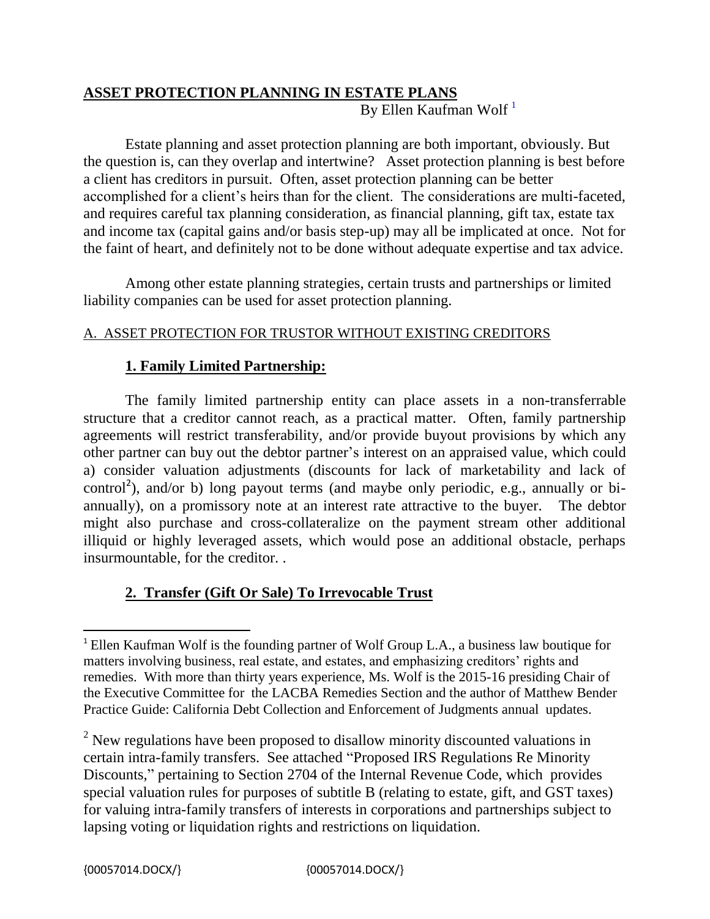# ASSET PROTECTION PLANNING IN ESTATE PLANS

By Ellen Kaufman Wolf [1]

Estate planning and asset protection planning are both important, obviously. But the question is, can they overlap and intertwine? Asset protection planning is best before a client has creditors in pursuit. Often, asset protection planning can be better accomplished for a client's heirs than for the client. The considerations are multi-faceted, and requires careful tax planning consideration, as financial planning, gift tax, estate tax and income tax (capital gains and/or basis step-up) may all be implicated at once. Not for the faint of heart, and definitely not to be done without adequate expertise and tax advice.

Among other estate planning strategies, certain trusts and partnerships or limited liability companies can be used for asset protection planning.

## A. ASSET PROTECTION FOR TRUSTOR WITHOUT EXISTING CREDITORS

### 1. Family Limited Partnership:

The family limited partnership entity can place assets in a non-transferrable structure that a creditor cannot reach, as a practical matter. Often, family partnership agreements will restrict transferability, and/or provide buyout provisions by which any other partner can buy out the debtor partner's interest on an appraised value, which could a) consider valuation adjustments (discounts for lack of marketability and lack of control[2]), and/or b) long payout terms (and maybe only periodic, e.g., annually or bi-annually), on a promissory note at an interest rate attractive to the buyer. The debtor might also purchase and cross-collateralize on the payment stream other additional illiquid or highly leveraged assets, which would pose an additional obstacle, perhaps insurmountable, for the creditor. .

### 2. Transfer (Gift Or Sale) To Irrevocable Trust

---

[1] Ellen Kaufman Wolf is the founding partner of Wolf Group L.A., a business law boutique for matters involving business, real estate, and estates, and emphasizing creditors' rights and remedies. With more than thirty years experience, Ms. Wolf is the 2015-16 presiding Chair of the Executive Committee for the LACBA Remedies Section and the author of Matthew Bender Practice Guide: California Debt Collection and Enforcement of Judgments annual updates.

[2] New regulations have been proposed to disallow minority discounted valuations in certain intra-family transfers. See attached "Proposed IRS Regulations Re Minority Discounts," pertaining to Section 2704 of the Internal Revenue Code, which provides special valuation rules for purposes of subtitle B (relating to estate, gift, and GST taxes) for valuing intra-family transfers of interests in corporations and partnerships subject to lapsing voting or liquidation rights and restrictions on liquidation.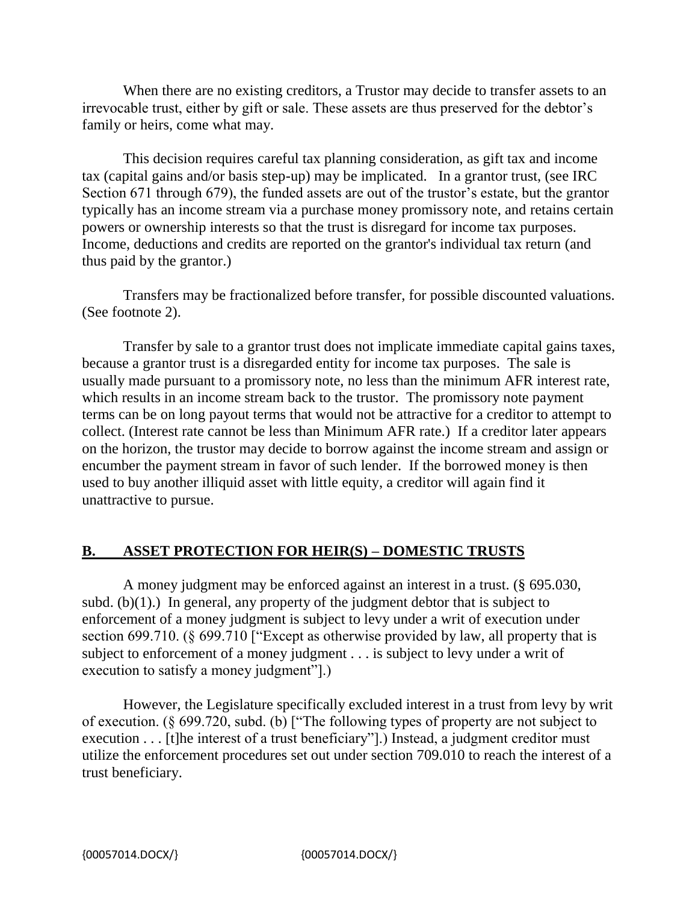When there are no existing creditors, a Trustor may decide to transfer assets to an irrevocable trust, either by gift or sale. These assets are thus preserved for the debtor's family or heirs, come what may.

This decision requires careful tax planning consideration, as gift tax and income tax (capital gains and/or basis step-up) may be implicated. In a grantor trust, (see IRC Section 671 through 679), the funded assets are out of the trustor's estate, but the grantor typically has an income stream via a purchase money promissory note, and retains certain powers or ownership interests so that the trust is disregard for income tax purposes. Income, deductions and credits are reported on the grantor's individual tax return (and thus paid by the grantor.)

Transfers may be fractionalized before transfer, for possible discounted valuations. (See footnote 2).

Transfer by sale to a grantor trust does not implicate immediate capital gains taxes, because a grantor trust is a disregarded entity for income tax purposes. The sale is usually made pursuant to a promissory note, no less than the minimum AFR interest rate, which results in an income stream back to the trustor. The promissory note payment terms can be on long payout terms that would not be attractive for a creditor to attempt to collect. (Interest rate cannot be less than Minimum AFR rate.) If a creditor later appears on the horizon, the trustor may decide to borrow against the income stream and assign or encumber the payment stream in favor of such lender. If the borrowed money is then used to buy another illiquid asset with little equity, a creditor will again find it unattractive to pursue.

## B. ASSET PROTECTION FOR HEIR(S) – DOMESTIC TRUSTS

A money judgment may be enforced against an interest in a trust. (§ 695.030, subd. (b)(1).) In general, any property of the judgment debtor that is subject to enforcement of a money judgment is subject to levy under a writ of execution under section 699.710. (§ 699.710 ["Except as otherwise provided by law, all property that is subject to enforcement of a money judgment . . . is subject to levy under a writ of execution to satisfy a money judgment"].)

However, the Legislature specifically excluded interest in a trust from levy by writ of execution. (§ 699.720, subd. (b) ["The following types of property are not subject to execution . . . [t]he interest of a trust beneficiary"].) Instead, a judgment creditor must utilize the enforcement procedures set out under section 709.010 to reach the interest of a trust beneficiary.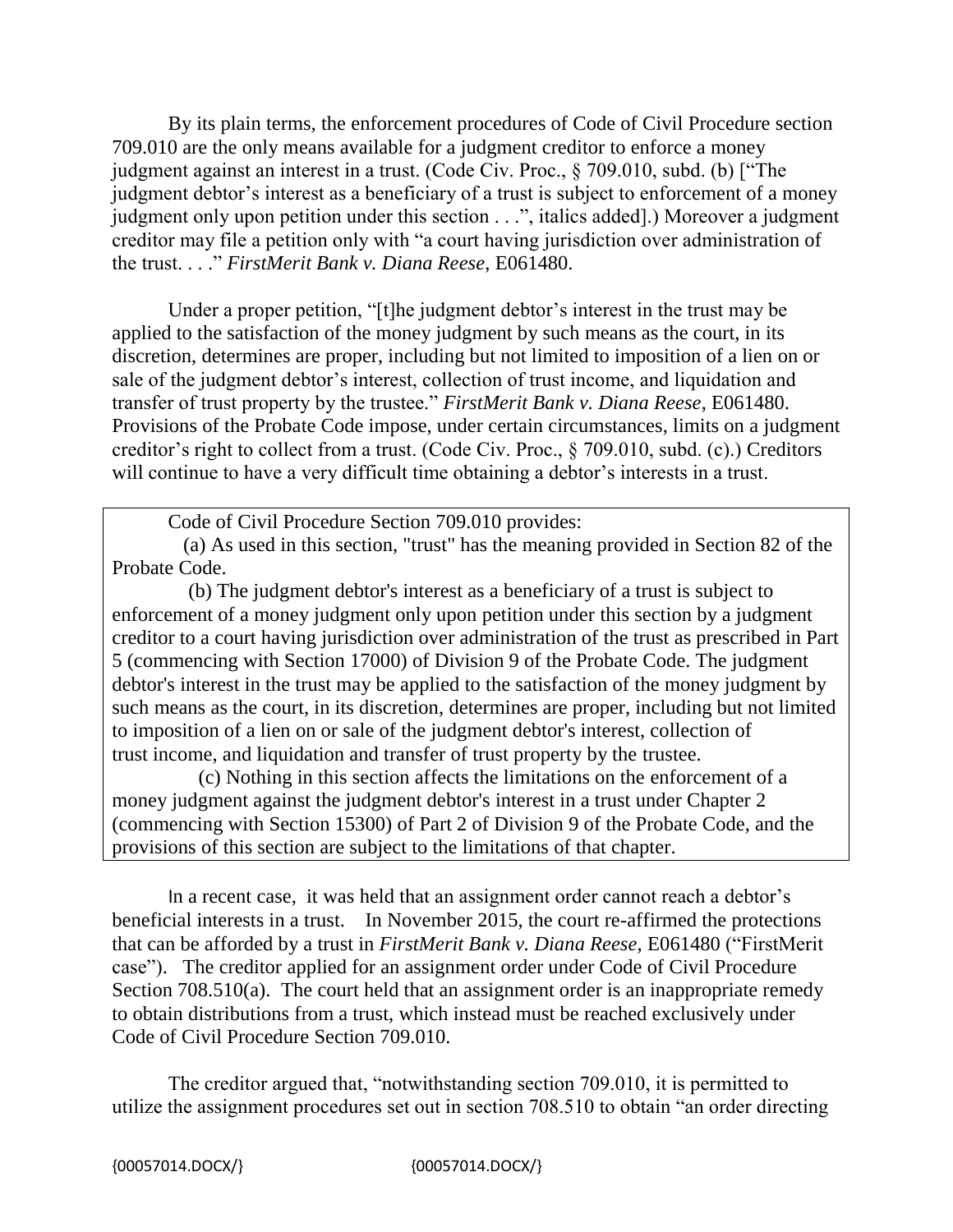By its plain terms, the enforcement procedures of Code of Civil Procedure section 709.010 are the only means available for a judgment creditor to enforce a money judgment against an interest in a trust. (Code Civ. Proc., § 709.010, subd. (b) ["The judgment debtor's interest as a beneficiary of a trust is subject to enforcement of a money judgment only upon petition under this section . . .", italics added].) Moreover a judgment creditor may file a petition only with "a court having jurisdiction over administration of the trust. . . ." *FirstMerit Bank v. Diana Reese*, E061480.

Under a proper petition, "[t]he judgment debtor's interest in the trust may be applied to the satisfaction of the money judgment by such means as the court, in its discretion, determines are proper, including but not limited to imposition of a lien on or sale of the judgment debtor's interest, collection of trust income, and liquidation and transfer of trust property by the trustee." *FirstMerit Bank v. Diana Reese*, E061480. Provisions of the Probate Code impose, under certain circumstances, limits on a judgment creditor's right to collect from a trust. (Code Civ. Proc., § 709.010, subd. (c).) Creditors will continue to have a very difficult time obtaining a debtor's interests in a trust.

> Code of Civil Procedure Section 709.010 provides:
>
> (a) As used in this section, "trust" has the meaning provided in Section 82 of the Probate Code.
>
> (b) The judgment debtor's interest as a beneficiary of a trust is subject to enforcement of a money judgment only upon petition under this section by a judgment creditor to a court having jurisdiction over administration of the trust as prescribed in Part 5 (commencing with Section 17000) of Division 9 of the Probate Code. The judgment debtor's interest in the trust may be applied to the satisfaction of the money judgment by such means as the court, in its discretion, determines are proper, including but not limited to imposition of a lien on or sale of the judgment debtor's interest, collection of trust income, and liquidation and transfer of trust property by the trustee.
>
> (c) Nothing in this section affects the limitations on the enforcement of a money judgment against the judgment debtor's interest in a trust under Chapter 2 (commencing with Section 15300) of Part 2 of Division 9 of the Probate Code, and the provisions of this section are subject to the limitations of that chapter.

In a recent case, it was held that an assignment order cannot reach a debtor's beneficial interests in a trust. In November 2015, the court re-affirmed the protections that can be afforded by a trust in *FirstMerit Bank v. Diana Reese*, E061480 ("FirstMerit case"). The creditor applied for an assignment order under Code of Civil Procedure Section 708.510(a). The court held that an assignment order is an inappropriate remedy to obtain distributions from a trust, which instead must be reached exclusively under Code of Civil Procedure Section 709.010.

The creditor argued that, "notwithstanding section 709.010, it is permitted to utilize the assignment procedures set out in section 708.510 to obtain "an order directing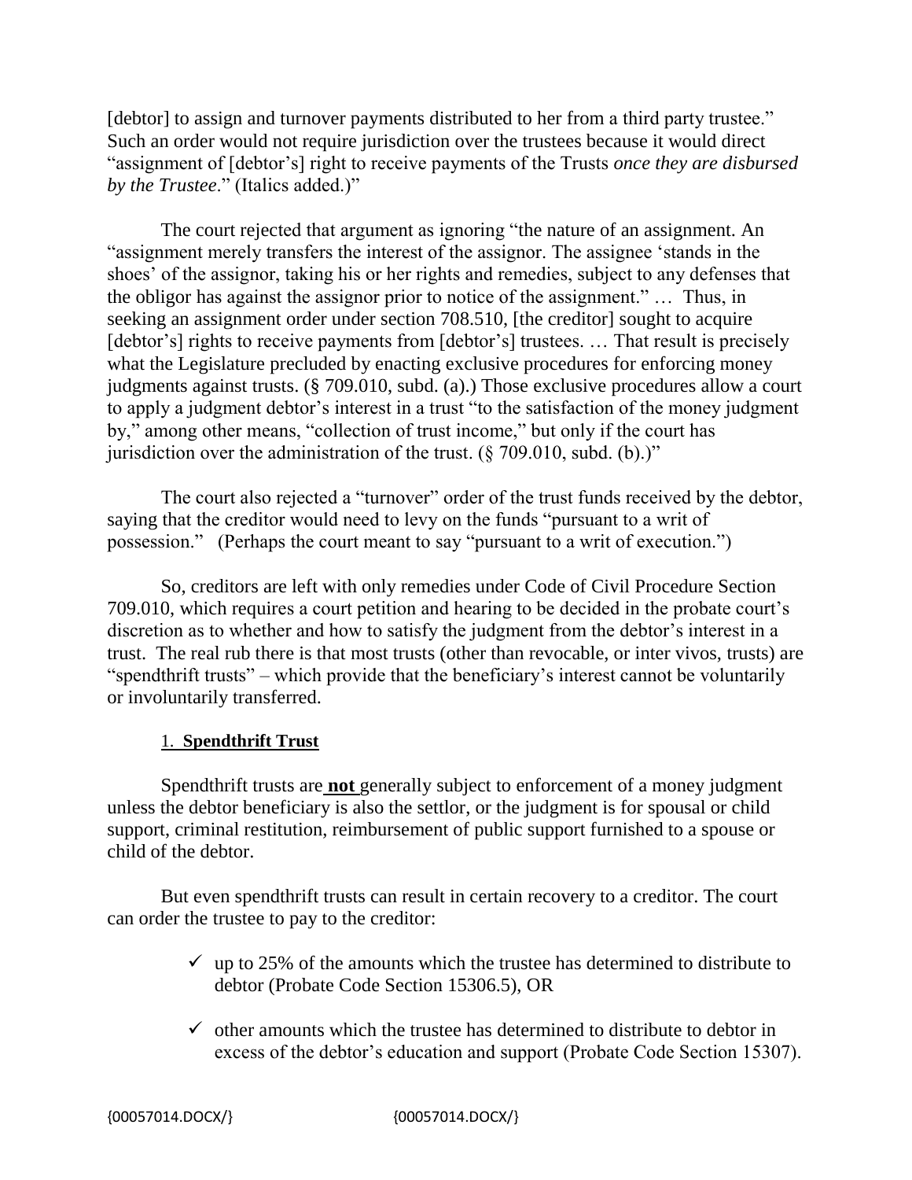[debtor] to assign and turnover payments distributed to her from a third party trustee." Such an order would not require jurisdiction over the trustees because it would direct "assignment of [debtor's] right to receive payments of the Trusts *once they are disbursed by the Trustee*." (Italics added.)"

The court rejected that argument as ignoring "the nature of an assignment. An "assignment merely transfers the interest of the assignor. The assignee 'stands in the shoes' of the assignor, taking his or her rights and remedies, subject to any defenses that the obligor has against the assignor prior to notice of the assignment." … Thus, in seeking an assignment order under section 708.510, [the creditor] sought to acquire [debtor's] rights to receive payments from [debtor's] trustees. … That result is precisely what the Legislature precluded by enacting exclusive procedures for enforcing money judgments against trusts. (§ 709.010, subd. (a).) Those exclusive procedures allow a court to apply a judgment debtor's interest in a trust "to the satisfaction of the money judgment by," among other means, "collection of trust income," but only if the court has jurisdiction over the administration of the trust. (§ 709.010, subd. (b).)"

The court also rejected a "turnover" order of the trust funds received by the debtor, saying that the creditor would need to levy on the funds "pursuant to a writ of possession." (Perhaps the court meant to say "pursuant to a writ of execution.")

So, creditors are left with only remedies under Code of Civil Procedure Section 709.010, which requires a court petition and hearing to be decided in the probate court's discretion as to whether and how to satisfy the judgment from the debtor's interest in a trust. The real rub there is that most trusts (other than revocable, or inter vivos, trusts) are "spendthrift trusts" – which provide that the beneficiary's interest cannot be voluntarily or involuntarily transferred.

1. **Spendthrift Trust**

Spendthrift trusts are **not** generally subject to enforcement of a money judgment unless the debtor beneficiary is also the settlor, or the judgment is for spousal or child support, criminal restitution, reimbursement of public support furnished to a spouse or child of the debtor.

But even spendthrift trusts can result in certain recovery to a creditor. The court can order the trustee to pay to the creditor:

- ✓ up to 25% of the amounts which the trustee has determined to distribute to debtor (Probate Code Section 15306.5), OR
- ✓ other amounts which the trustee has determined to distribute to debtor in excess of the debtor's education and support (Probate Code Section 15307).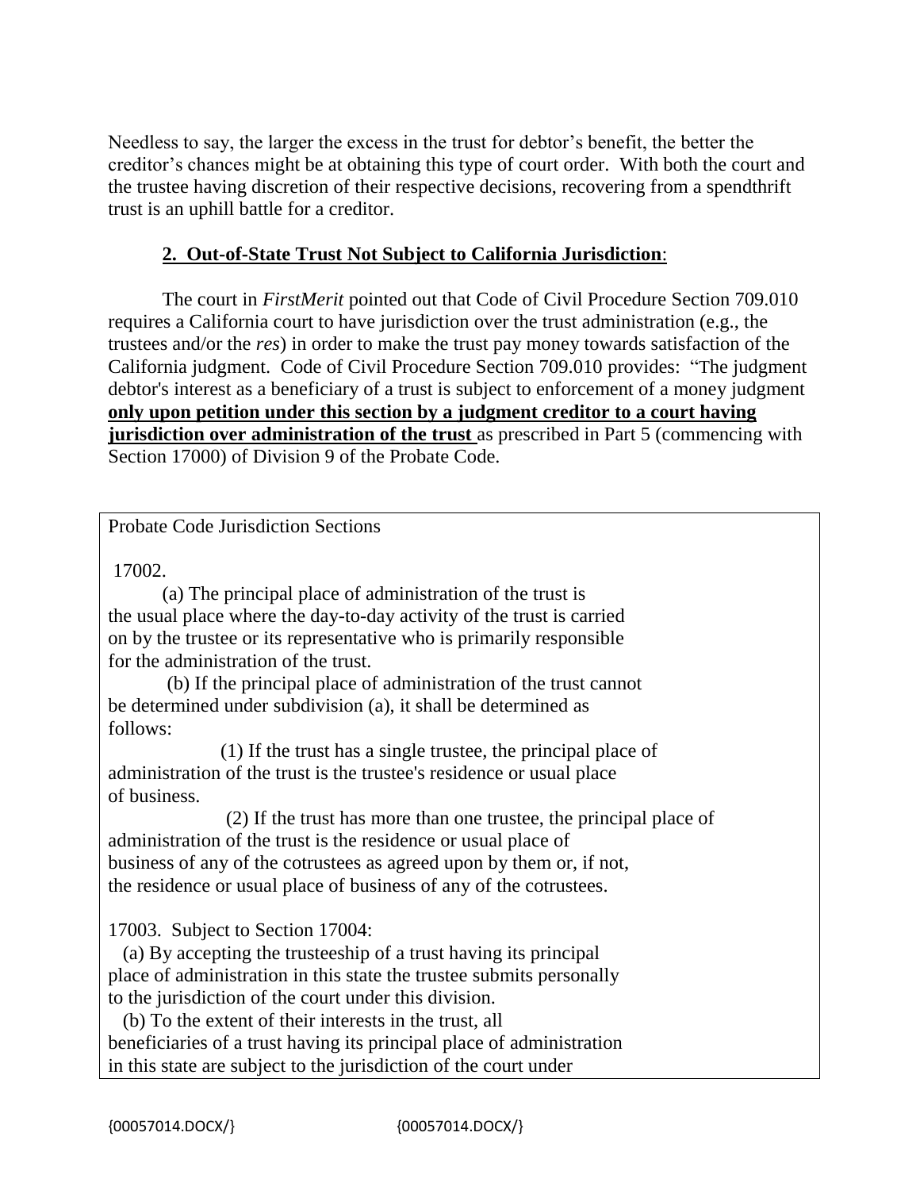Needless to say, the larger the excess in the trust for debtor's benefit, the better the creditor's chances might be at obtaining this type of court order. With both the court and the trustee having discretion of their respective decisions, recovering from a spendthrift trust is an uphill battle for a creditor.

## 2. Out-of-State Trust Not Subject to California Jurisdiction:

The court in *FirstMerit* pointed out that Code of Civil Procedure Section 709.010 requires a California court to have jurisdiction over the trust administration (e.g., the trustees and/or the *res*) in order to make the trust pay money towards satisfaction of the California judgment. Code of Civil Procedure Section 709.010 provides: "The judgment debtor's interest as a beneficiary of a trust is subject to enforcement of a money judgment **only upon petition under this section by a judgment creditor to a court having jurisdiction over administration of the trust** as prescribed in Part 5 (commencing with Section 17000) of Division 9 of the Probate Code.

Probate Code Jurisdiction Sections

17002.

(a) The principal place of administration of the trust is the usual place where the day-to-day activity of the trust is carried on by the trustee or its representative who is primarily responsible for the administration of the trust.

(b) If the principal place of administration of the trust cannot be determined under subdivision (a), it shall be determined as follows:

(1) If the trust has a single trustee, the principal place of administration of the trust is the trustee's residence or usual place of business.

(2) If the trust has more than one trustee, the principal place of administration of the trust is the residence or usual place of business of any of the cotrustees as agreed upon by them or, if not, the residence or usual place of business of any of the cotrustees.

17003. Subject to Section 17004:

(a) By accepting the trusteeship of a trust having its principal place of administration in this state the trustee submits personally to the jurisdiction of the court under this division.

(b) To the extent of their interests in the trust, all beneficiaries of a trust having its principal place of administration in this state are subject to the jurisdiction of the court under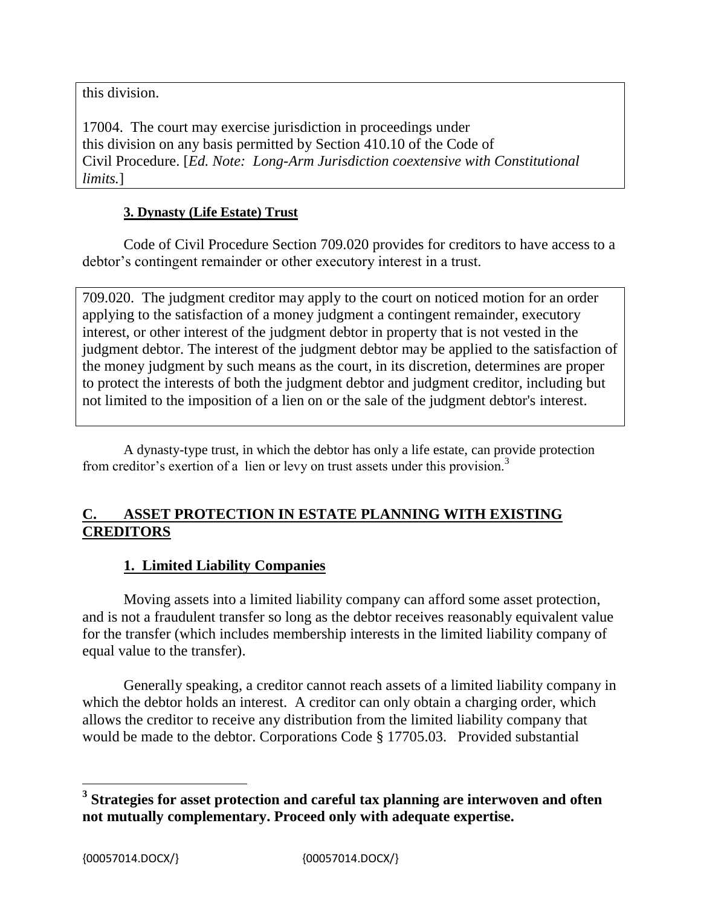this division.

17004. The court may exercise jurisdiction in proceedings under this division on any basis permitted by Section 410.10 of the Code of Civil Procedure. [*Ed. Note: Long-Arm Jurisdiction coextensive with Constitutional limits.*]

### 3. Dynasty (Life Estate) Trust

Code of Civil Procedure Section 709.020 provides for creditors to have access to a debtor's contingent remainder or other executory interest in a trust.

709.020. The judgment creditor may apply to the court on noticed motion for an order applying to the satisfaction of a money judgment a contingent remainder, executory interest, or other interest of the judgment debtor in property that is not vested in the judgment debtor. The interest of the judgment debtor may be applied to the satisfaction of the money judgment by such means as the court, in its discretion, determines are proper to protect the interests of both the judgment debtor and judgment creditor, including but not limited to the imposition of a lien on or the sale of the judgment debtor's interest.

A dynasty-type trust, in which the debtor has only a life estate, can provide protection from creditor's exertion of a lien or levy on trust assets under this provision.[3]

## C. ASSET PROTECTION IN ESTATE PLANNING WITH EXISTING CREDITORS

### 1. Limited Liability Companies

Moving assets into a limited liability company can afford some asset protection, and is not a fraudulent transfer so long as the debtor receives reasonably equivalent value for the transfer (which includes membership interests in the limited liability company of equal value to the transfer).

Generally speaking, a creditor cannot reach assets of a limited liability company in which the debtor holds an interest. A creditor can only obtain a charging order, which allows the creditor to receive any distribution from the limited liability company that would be made to the debtor. Corporations Code § 17705.03. Provided substantial

---

[3] **Strategies for asset protection and careful tax planning are interwoven and often not mutually complementary. Proceed only with adequate expertise.**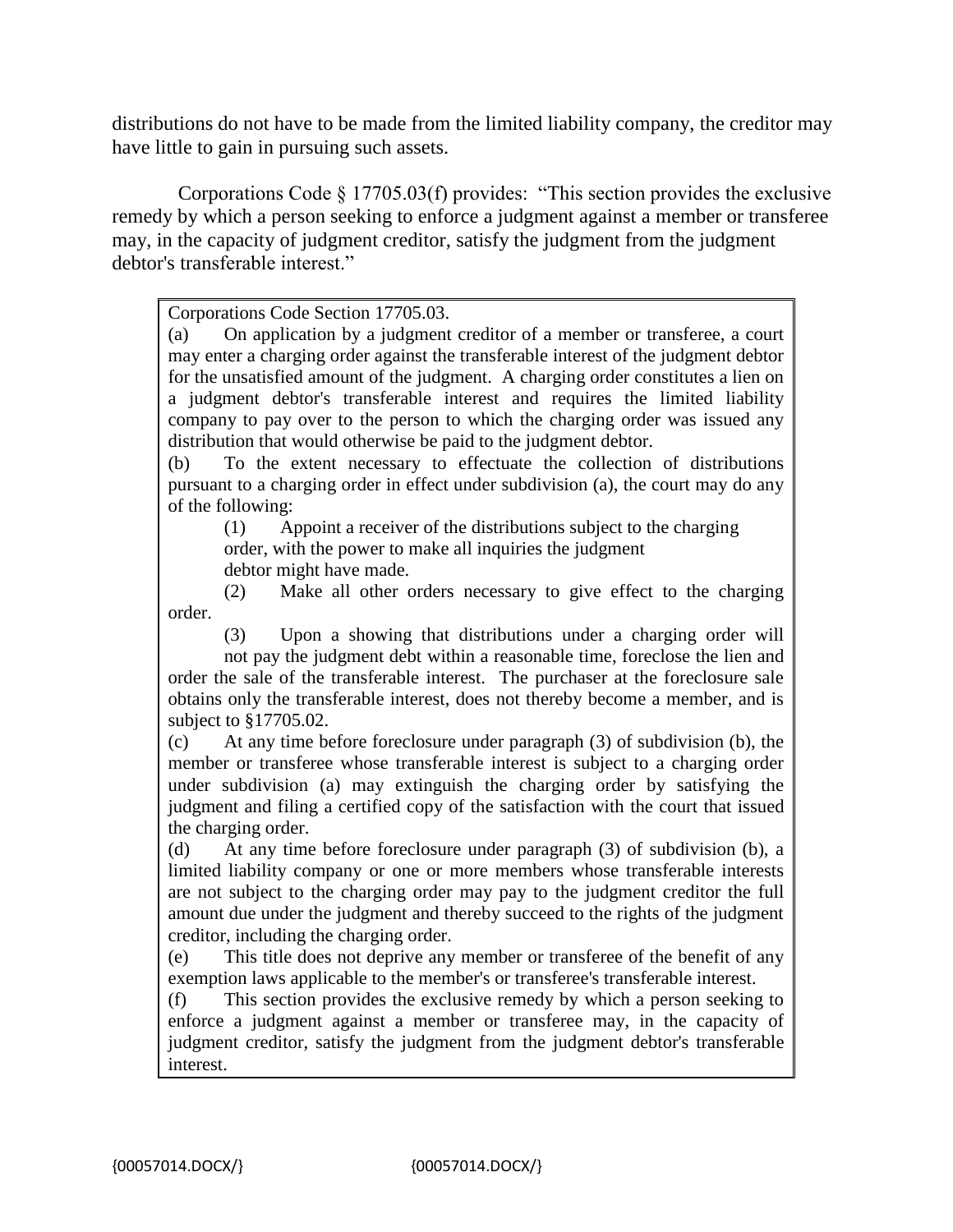distributions do not have to be made from the limited liability company, the creditor may have little to gain in pursuing such assets.

Corporations Code § 17705.03(f) provides: "This section provides the exclusive remedy by which a person seeking to enforce a judgment against a member or transferee may, in the capacity of judgment creditor, satisfy the judgment from the judgment debtor's transferable interest."

> Corporations Code Section 17705.03.
>
> (a) On application by a judgment creditor of a member or transferee, a court may enter a charging order against the transferable interest of the judgment debtor for the unsatisfied amount of the judgment. A charging order constitutes a lien on a judgment debtor's transferable interest and requires the limited liability company to pay over to the person to which the charging order was issued any distribution that would otherwise be paid to the judgment debtor.
>
> (b) To the extent necessary to effectuate the collection of distributions pursuant to a charging order in effect under subdivision (a), the court may do any of the following:
>
> (1) Appoint a receiver of the distributions subject to the charging order, with the power to make all inquiries the judgment debtor might have made.
>
> (2) Make all other orders necessary to give effect to the charging order.
>
> (3) Upon a showing that distributions under a charging order will not pay the judgment debt within a reasonable time, foreclose the lien and order the sale of the transferable interest. The purchaser at the foreclosure sale obtains only the transferable interest, does not thereby become a member, and is subject to §17705.02.
>
> (c) At any time before foreclosure under paragraph (3) of subdivision (b), the member or transferee whose transferable interest is subject to a charging order under subdivision (a) may extinguish the charging order by satisfying the judgment and filing a certified copy of the satisfaction with the court that issued the charging order.
>
> (d) At any time before foreclosure under paragraph (3) of subdivision (b), a limited liability company or one or more members whose transferable interests are not subject to the charging order may pay to the judgment creditor the full amount due under the judgment and thereby succeed to the rights of the judgment creditor, including the charging order.
>
> (e) This title does not deprive any member or transferee of the benefit of any exemption laws applicable to the member's or transferee's transferable interest.
>
> (f) This section provides the exclusive remedy by which a person seeking to enforce a judgment against a member or transferee may, in the capacity of judgment creditor, satisfy the judgment from the judgment debtor's transferable interest.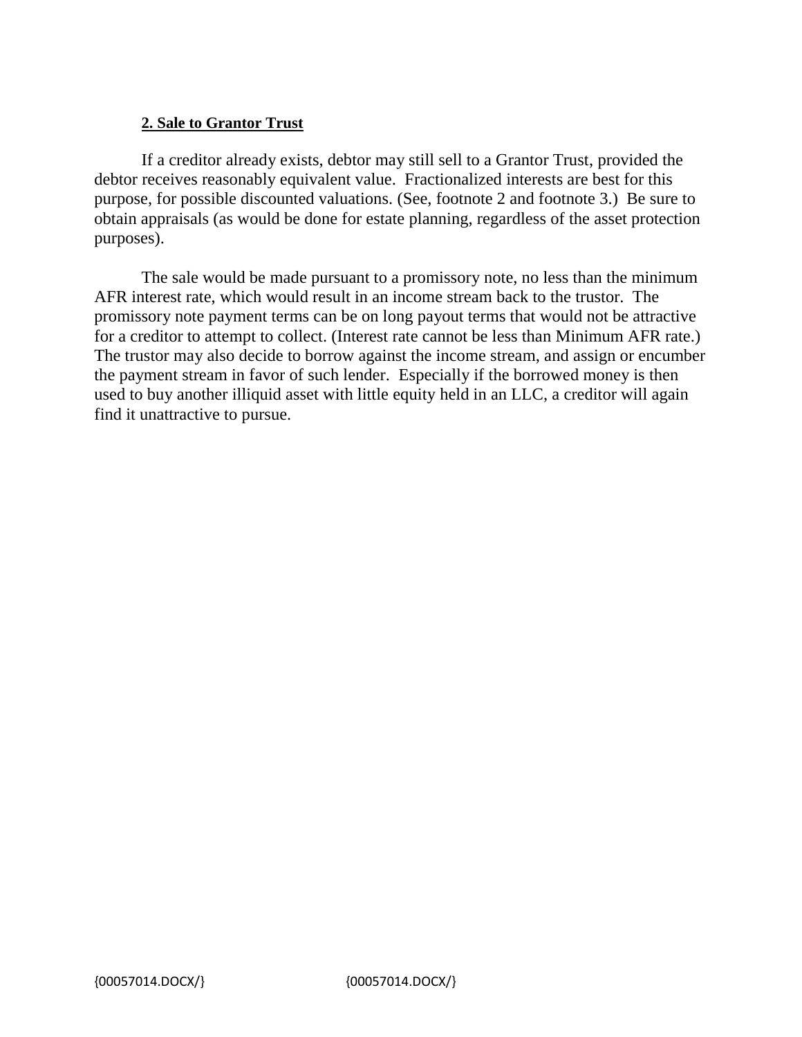**2. Sale to Grantor Trust**

If a creditor already exists, debtor may still sell to a Grantor Trust, provided the debtor receives reasonably equivalent value. Fractionalized interests are best for this purpose, for possible discounted valuations. (See, footnote 2 and footnote 3.) Be sure to obtain appraisals (as would be done for estate planning, regardless of the asset protection purposes).

The sale would be made pursuant to a promissory note, no less than the minimum AFR interest rate, which would result in an income stream back to the trustor. The promissory note payment terms can be on long payout terms that would not be attractive for a creditor to attempt to collect. (Interest rate cannot be less than Minimum AFR rate.) The trustor may also decide to borrow against the income stream, and assign or encumber the payment stream in favor of such lender. Especially if the borrowed money is then used to buy another illiquid asset with little equity held in an LLC, a creditor will again find it unattractive to pursue.